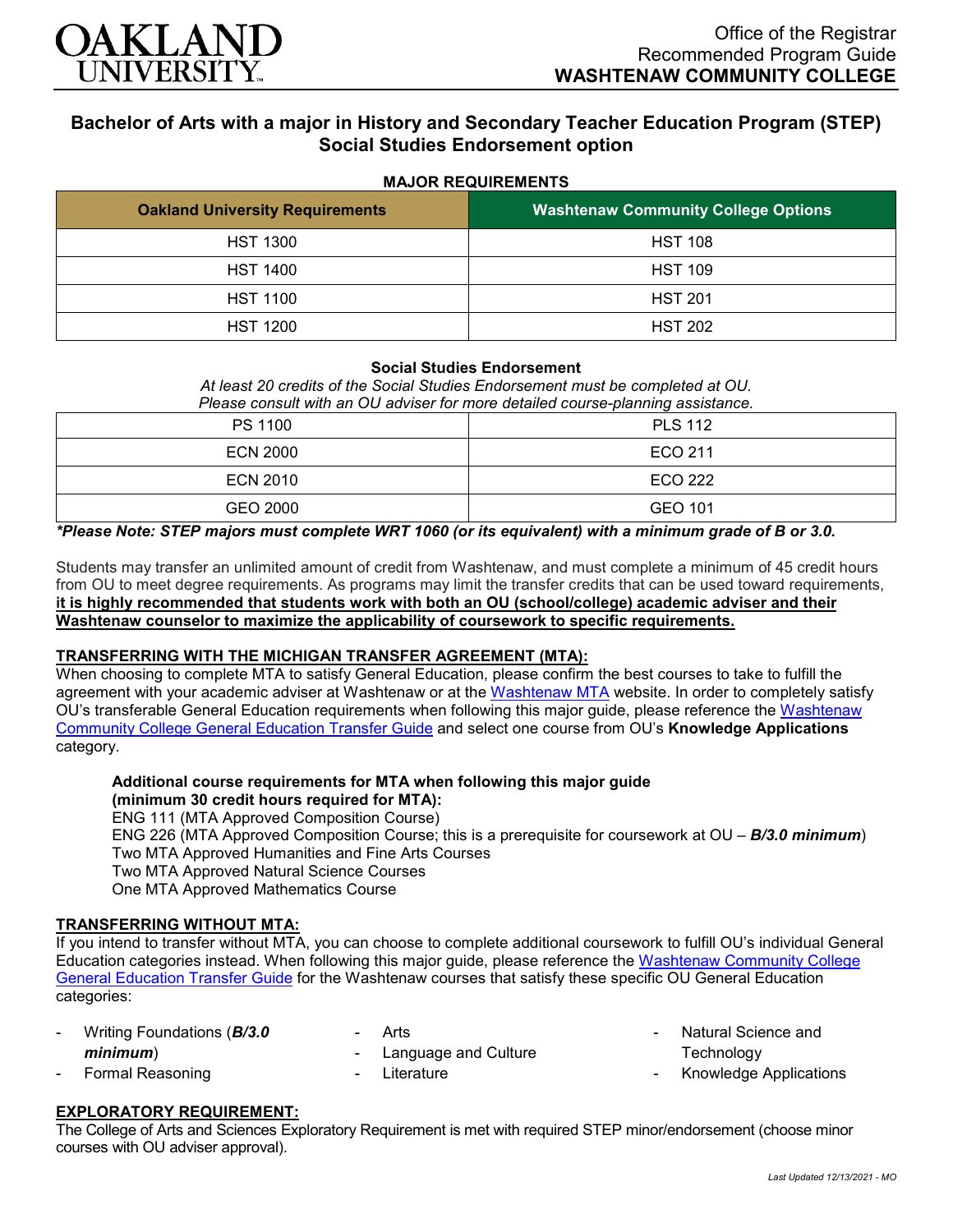Office of the Registrar
Recommended Program Guide
**WASHTENAW COMMUNITY COLLEGE**

# Bachelor of Arts with a major in History and Secondary Teacher Education Program (STEP) Social Studies Endorsement option

## MAJOR REQUIREMENTS

| Oakland University Requirements | Washtenaw Community College Options |
|---|---|
| HST 1300 | HST 108 |
| HST 1400 | HST 109 |
| HST 1100 | HST 201 |
| HST 1200 | HST 202 |

### Social Studies Endorsement

*At least 20 credits of the Social Studies Endorsement must be completed at OU.*
*Please consult with an OU adviser for more detailed course-planning assistance.*

| | |
|---|---|
| PS 1100 | PLS 112 |
| ECN 2000 | ECO 211 |
| ECN 2010 | ECO 222 |
| GEO 2000 | GEO 101 |

***Please Note: STEP majors must complete WRT 1060 (or its equivalent) with a minimum grade of B or 3.0.***

Students may transfer an unlimited amount of credit from Washtenaw, and must complete a minimum of 45 credit hours from OU to meet degree requirements. As programs may limit the transfer credits that can be used toward requirements, **it is highly recommended that students work with both an OU (school/college) academic adviser and their Washtenaw counselor to maximize the applicability of coursework to specific requirements.**

## TRANSFERRING WITH THE MICHIGAN TRANSFER AGREEMENT (MTA):

When choosing to complete MTA to satisfy General Education, please confirm the best courses to take to fulfill the agreement with your academic adviser at Washtenaw or at the Washtenaw MTA website. In order to completely satisfy OU's transferable General Education requirements when following this major guide, please reference the Washtenaw Community College General Education Transfer Guide and select one course from OU's **Knowledge Applications** category.

**Additional course requirements for MTA when following this major guide (minimum 30 credit hours required for MTA):**
ENG 111 (MTA Approved Composition Course)
ENG 226 (MTA Approved Composition Course; this is a prerequisite for coursework at OU – ***B/3.0 minimum***)
Two MTA Approved Humanities and Fine Arts Courses
Two MTA Approved Natural Science Courses
One MTA Approved Mathematics Course

## TRANSFERRING WITHOUT MTA:

If you intend to transfer without MTA, you can choose to complete additional coursework to fulfill OU's individual General Education categories instead. When following this major guide, please reference the Washtenaw Community College General Education Transfer Guide for the Washtenaw courses that satisfy these specific OU General Education categories:

- Writing Foundations (***B/3.0 minimum***)
- Formal Reasoning
- Arts
- Language and Culture
- Literature
- Natural Science and Technology
- Knowledge Applications

## EXPLORATORY REQUIREMENT:

The College of Arts and Sciences Exploratory Requirement is met with required STEP minor/endorsement (choose minor courses with OU adviser approval).

*Last Updated 12/13/2021 - MO*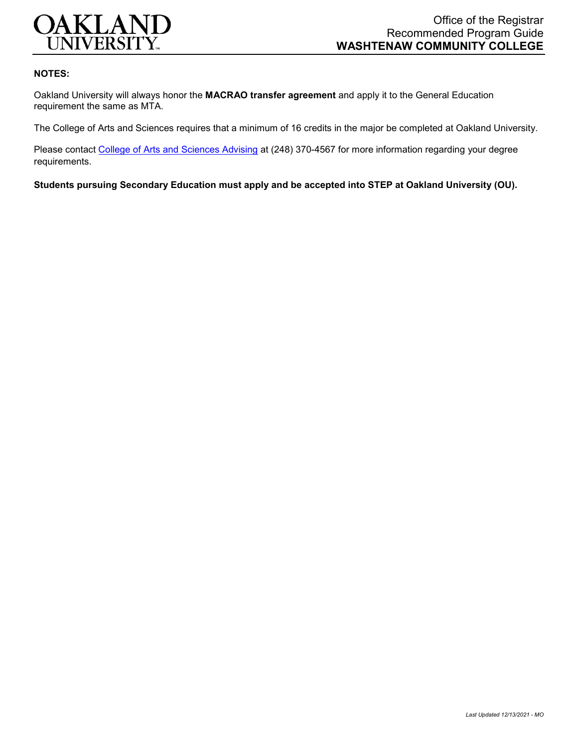**NOTES:**

Oakland University will always honor the **MACRAO transfer agreement** and apply it to the General Education requirement the same as MTA.

The College of Arts and Sciences requires that a minimum of 16 credits in the major be completed at Oakland University.

Please contact College of Arts and Sciences Advising at (248) 370-4567 for more information regarding your degree requirements.

**Students pursuing Secondary Education must apply and be accepted into STEP at Oakland University (OU).**

*Last Updated 12/13/2021 - MO*